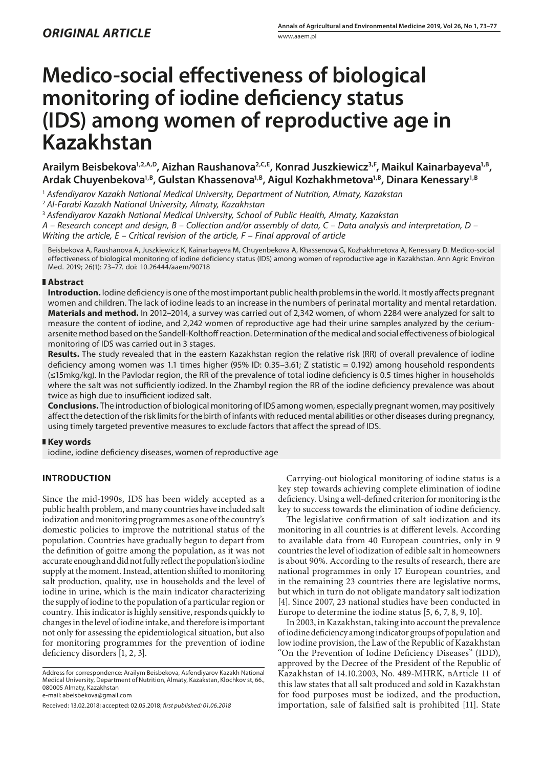*ORIGINAL ARTICLE*

# Medico-social effectiveness of biological monitoring of iodine deficiency status (IDS) among women of reproductive age in Kazakhstan

**Arailym Beisbekova[1,2,A,D], Aizhan Raushanova[2,C,E], Konrad Juszkiewicz[3,F], Maikul Kainarbayeva[1,B], Ardak Chuyenbekova[1,B], Gulstan Khassenova[1,B], Aigul Kozhakhmetova[1,B], Dinara Kenessary[1,B]**

[1] *Asfendiyarov Kazakh National Medical University, Department of Nutrition, Almaty, Kazakhstan*
[2] *Al-Farabi Kazakh National University, Almaty, Kazakhstan*
[3] *Asfendiyarov Kazakh National Medical University, School of Public Health, Almaty, Kazakhstan*
*A – Research concept and design, B – Collection and/or assembly of data, C – Data analysis and interpretation, D – Writing the article, E – Critical revision of the article, F – Final approval of article*

Beisbekova A, Raushanova A, Juszkiewicz K, Kainarbayeva M, Chuyenbekova A, Khassenova G, Kozhakhmetova A, Kenessary D. Medico-social effectiveness of biological monitoring of iodine deficiency status (IDS) among women of reproductive age in Kazakhstan. Ann Agric Environ Med. 2019; 26(1): 73–77. doi: 10.26444/aaem/90718

## Abstract

**Introduction.** Iodine deficiency is one of the most important public health problems in the world. It mostly affects pregnant women and children. The lack of iodine leads to an increase in the numbers of perinatal mortality and mental retardation.
**Materials and method.** In 2012–2014, a survey was carried out of 2,342 women, of whom 2284 were analyzed for salt to measure the content of iodine, and 2,242 women of reproductive age had their urine samples analyzed by the cerium-arsenite method based on the Sandell-Kolthoff reaction. Determination of the medical and social effectiveness of biological monitoring of IDS was carried out in 3 stages.
**Results.** The study revealed that in the eastern Kazakhstan region the relative risk (RR) of overall prevalence of iodine deficiency among women was 1.1 times higher (95% ID: 0.35–3.61; Z statistic = 0.192) among household respondents (≤15mkg/kg). In the Pavlodar region, the RR of the prevalence of total iodine deficiency is 0.5 times higher in households where the salt was not sufficiently iodized. In the Zhambyl region the RR of the iodine deficiency prevalence was about twice as high due to insufficient iodized salt.
**Conclusions.** The introduction of biological monitoring of IDS among women, especially pregnant women, may positively affect the detection of the risk limits for the birth of infants with reduced mental abilities or other diseases during pregnancy, using timely targeted preventive measures to exclude factors that affect the spread of IDS.

## Key words

iodine, iodine deficiency diseases, women of reproductive age

## INTRODUCTION

Since the mid-1990s, IDS has been widely accepted as a public health problem, and many countries have included salt iodization and monitoring programmes as one of the country's domestic policies to improve the nutritional status of the population. Countries have gradually begun to depart from the definition of goitre among the population, as it was not accurate enough and did not fully reflect the population's iodine supply at the moment. Instead, attention shifted to monitoring salt production, quality, use in households and the level of iodine in urine, which is the main indicator characterizing the supply of iodine to the population of a particular region or country. This indicator is highly sensitive, responds quickly to changes in the level of iodine intake, and therefore is important not only for assessing the epidemiological situation, but also for monitoring programmes for the prevention of iodine deficiency disorders [1, 2, 3].

Carrying-out biological monitoring of iodine status is a key step towards achieving complete elimination of iodine deficiency. Using a well-defined criterion for monitoring is the key to success towards the elimination of iodine deficiency.

The legislative confirmation of salt iodization and its monitoring in all countries is at different levels. According to available data from 40 European countries, only in 9 countries the level of iodization of edible salt in homeowners is about 90%. According to the results of research, there are national programmes in only 17 European countries, and in the remaining 23 countries there are legislative norms, but which in turn do not obligate mandatory salt iodization [4]. Since 2007, 23 national studies have been conducted in Europe to determine the iodine status [5, 6, 7, 8, 9, 10].

In 2003, in Kazakhstan, taking into account the prevalence of iodine deficiency among indicator groups of population and low iodine provision, the Law of the Republic of Kazakhstan "On the Prevention of Iodine Deficiency Diseases" (IDD), approved by the Decree of the President of the Republic of Kazakhstan of 14.10.2003, No. 489-MHRK, вArticle 11 of this law states that all salt produced and sold in Kazakhstan for food purposes must be iodized, and the production, importation, sale of falsified salt is prohibited [11]. State

Address for correspondence: Arailym Beisbekova, Asfendiyarov Kazakh National Medical University, Department of Nutrition, Almaty, Kazakstan, Klochkov st, 66., 080005 Almaty, Kazakhstan
e-mail: abeisbekova@gmail.com

Received: 13.02.2018; accepted: 02.05.2018; *first published: 01.06.2018*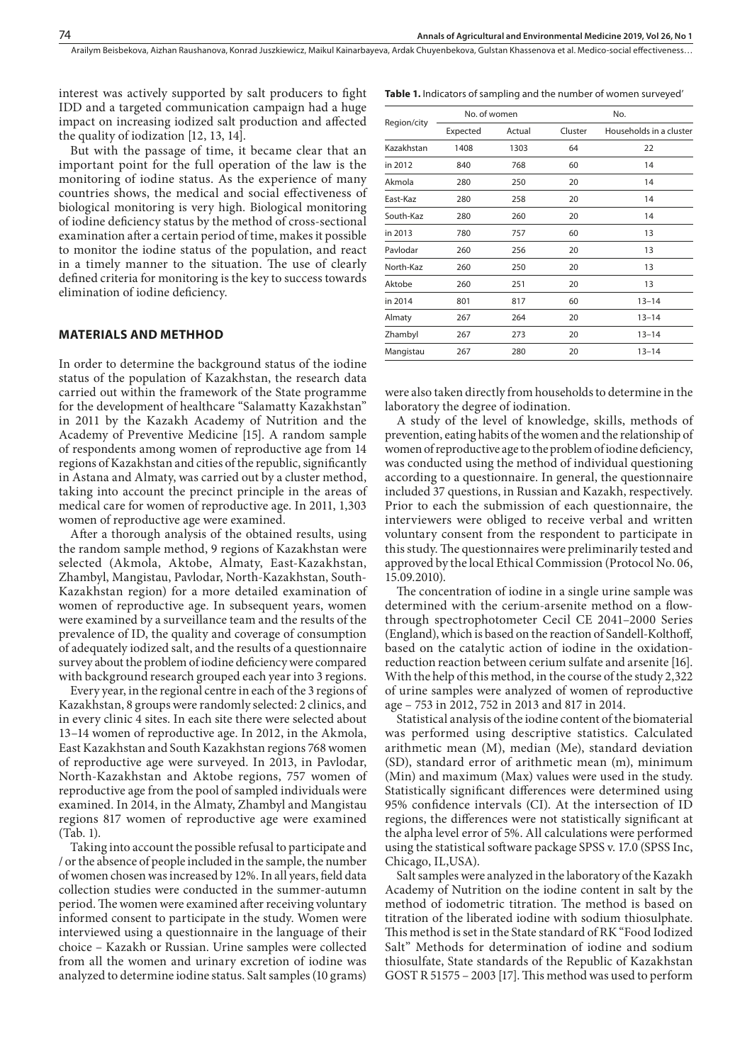interest was actively supported by salt producers to fight IDD and a targeted communication campaign had a huge impact on increasing iodized salt production and affected the quality of iodization [12, 13, 14].

But with the passage of time, it became clear that an important point for the full operation of the law is the monitoring of iodine status. As the experience of many countries shows, the medical and social effectiveness of biological monitoring is very high. Biological monitoring of iodine deficiency status by the method of cross-sectional examination after a certain period of time, makes it possible to monitor the iodine status of the population, and react in a timely manner to the situation. The use of clearly defined criteria for monitoring is the key to success towards elimination of iodine deficiency.

## MATERIALS AND METHHOD

In order to determine the background status of the iodine status of the population of Kazakhstan, the research data carried out within the framework of the State programme for the development of healthcare "Salamatty Kazakhstan" in 2011 by the Kazakh Academy of Nutrition and the Academy of Preventive Medicine [15]. A random sample of respondents among women of reproductive age from 14 regions of Kazakhstan and cities of the republic, significantly in Astana and Almaty, was carried out by a cluster method, taking into account the precinct principle in the areas of medical care for women of reproductive age. In 2011, 1,303 women of reproductive age were examined.

After a thorough analysis of the obtained results, using the random sample method, 9 regions of Kazakhstan were selected (Akmola, Aktobe, Almaty, East-Kazakhstan, Zhambyl, Mangistau, Pavlodar, North-Kazakhstan, South-Kazakhstan region) for a more detailed examination of women of reproductive age. In subsequent years, women were examined by a surveillance team and the results of the prevalence of ID, the quality and coverage of consumption of adequately iodized salt, and the results of a questionnaire survey about the problem of iodine deficiency were compared with background research grouped each year into 3 regions.

Every year, in the regional centre in each of the 3 regions of Kazakhstan, 8 groups were randomly selected: 2 clinics, and in every clinic 4 sites. In each site there were selected about 13–14 women of reproductive age. In 2012, in the Akmola, East Kazakhstan and South Kazakhstan regions 768 women of reproductive age were surveyed. In 2013, in Pavlodar, North-Kazakhstan and Aktobe regions, 757 women of reproductive age from the pool of sampled individuals were examined. In 2014, in the Almaty, Zhambyl and Mangistau regions 817 women of reproductive age were examined (Tab. 1).

Taking into account the possible refusal to participate and / or the absence of people included in the sample, the number of women chosen was increased by 12%. In all years, field data collection studies were conducted in the summer-autumn period. The women were examined after receiving voluntary informed consent to participate in the study. Women were interviewed using a questionnaire in the language of their choice – Kazakh or Russian. Urine samples were collected from all the women and urinary excretion of iodine was analyzed to determine iodine status. Salt samples (10 grams) were also taken directly from households to determine in the laboratory the degree of iodination.

**Table 1.** Indicators of sampling and the number of women surveyed'

| Region/city | No. of women | | No. | |
|---|---|---|---|---|
| | Expected | Actual | Cluster | Households in a cluster |
| Kazakhstan | 1408 | 1303 | 64 | 22 |
| in 2012 | 840 | 768 | 60 | 14 |
| Akmola | 280 | 250 | 20 | 14 |
| East-Kaz | 280 | 258 | 20 | 14 |
| South-Kaz | 280 | 260 | 20 | 14 |
| in 2013 | 780 | 757 | 60 | 13 |
| Pavlodar | 260 | 256 | 20 | 13 |
| North-Kaz | 260 | 250 | 20 | 13 |
| Aktobe | 260 | 251 | 20 | 13 |
| in 2014 | 801 | 817 | 60 | 13–14 |
| Almaty | 267 | 264 | 20 | 13–14 |
| Zhambyl | 267 | 273 | 20 | 13–14 |
| Mangistau | 267 | 280 | 20 | 13–14 |

A study of the level of knowledge, skills, methods of prevention, eating habits of the women and the relationship of women of reproductive age to the problem of iodine deficiency, was conducted using the method of individual questioning according to a questionnaire. In general, the questionnaire included 37 questions, in Russian and Kazakh, respectively. Prior to each the submission of each questionnaire, the interviewers were obliged to receive verbal and written voluntary consent from the respondent to participate in this study. The questionnaires were preliminarily tested and approved by the local Ethical Commission (Protocol No. 06, 15.09.2010).

The concentration of iodine in a single urine sample was determined with the cerium-arsenite method on a flow-through spectrophotometer Cecil CE 2041–2000 Series (England), which is based on the reaction of Sandell-Kolthoff, based on the catalytic action of iodine in the oxidation-reduction reaction between cerium sulfate and arsenite [16]. With the help of this method, in the course of the study 2,322 of urine samples were analyzed of women of reproductive age – 753 in 2012, 752 in 2013 and 817 in 2014.

Statistical analysis of the iodine content of the biomaterial was performed using descriptive statistics. Calculated arithmetic mean (M), median (Me), standard deviation (SD), standard error of arithmetic mean (m), minimum (Min) and maximum (Max) values were used in the study. Statistically significant differences were determined using 95% confidence intervals (CI). At the intersection of ID regions, the differences were not statistically significant at the alpha level error of 5%. All calculations were performed using the statistical software package SPSS v. 17.0 (SPSS Inc, Chicago, IL,USA).

Salt samples were analyzed in the laboratory of the Kazakh Academy of Nutrition on the iodine content in salt by the method of iodometric titration. The method is based on titration of the liberated iodine with sodium thiosulphate. This method is set in the State standard of RK "Food Iodized Salt" Methods for determination of iodine and sodium thiosulfate, State standards of the Republic of Kazakhstan GOST R 51575 – 2003 [17]. This method was used to perform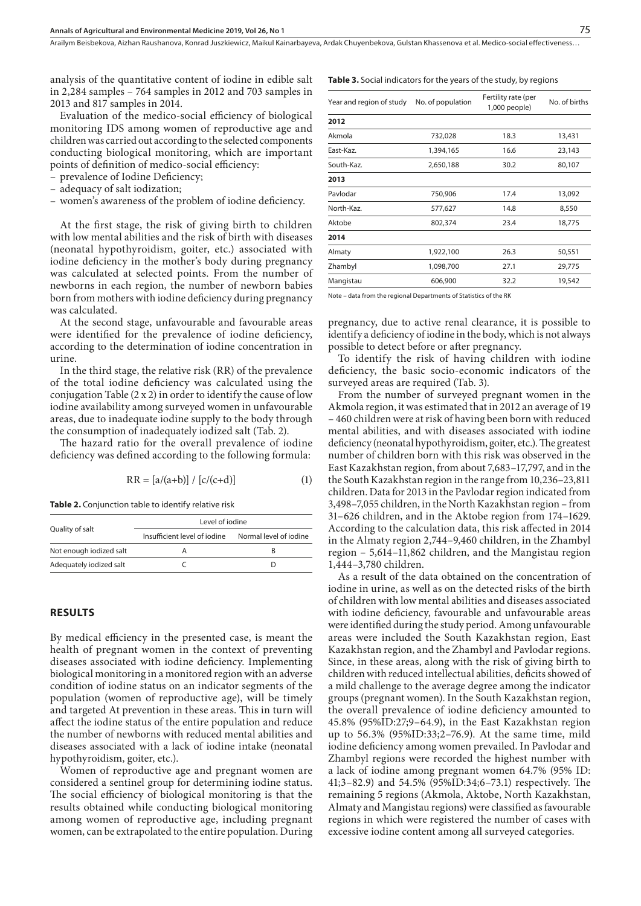analysis of the quantitative content of iodine in edible salt in 2,284 samples – 764 samples in 2012 and 703 samples in 2013 and 817 samples in 2014.

Evaluation of the medico-social efficiency of biological monitoring IDS among women of reproductive age and children was carried out according to the selected components conducting biological monitoring, which are important points of definition of medico-social efficiency:

- prevalence of Iodine Deficiency;
- adequacy of salt iodization;
- women's awareness of the problem of iodine deficiency.

At the first stage, the risk of giving birth to children with low mental abilities and the risk of birth with diseases (neonatal hypothyroidism, goiter, etc.) associated with iodine deficiency in the mother's body during pregnancy was calculated at selected points. From the number of newborns in each region, the number of newborn babies born from mothers with iodine deficiency during pregnancy was calculated.

At the second stage, unfavourable and favourable areas were identified for the prevalence of iodine deficiency, according to the determination of iodine concentration in urine.

In the third stage, the relative risk (RR) of the prevalence of the total iodine deficiency was calculated using the conjugation Table (2 x 2) in order to identify the cause of low iodine availability among surveyed women in unfavourable areas, due to inadequate iodine supply to the body through the consumption of inadequately iodized salt (Tab. 2).

The hazard ratio for the overall prevalence of iodine deficiency was defined according to the following formula:

$$RR = [a/(a+b)] / [c/(c+d)] \quad (1)$$

**Table 2.** Conjunction table to identify relative risk

| Quality of salt | Level of iodine | |
|---|---|---|
| | Insufficient level of iodine | Normal level of iodine |
| Not enough iodized salt | A | B |
| Adequately iodized salt | C | D |

## RESULTS

By medical efficiency in the presented case, is meant the health of pregnant women in the context of preventing diseases associated with iodine deficiency. Implementing biological monitoring in a monitored region with an adverse condition of iodine status on an indicator segments of the population (women of reproductive age), will be timely and targeted At prevention in these areas. This in turn will affect the iodine status of the entire population and reduce the number of newborns with reduced mental abilities and diseases associated with a lack of iodine intake (neonatal hypothyroidism, goiter, etc.).

Women of reproductive age and pregnant women are considered a sentinel group for determining iodine status. The social efficiency of biological monitoring is that the results obtained while conducting biological monitoring among women of reproductive age, including pregnant women, can be extrapolated to the entire population. During pregnancy, due to active renal clearance, it is possible to identify a deficiency of iodine in the body, which is not always possible to detect before or after pregnancy.

To identify the risk of having children with iodine deficiency, the basic socio-economic indicators of the surveyed areas are required (Tab. 3).

**Table 3.** Social indicators for the years of the study, by regions

| Year and region of study | No. of population | Fertility rate (per 1,000 people) | No. of births |
|---|---|---|---|
| **2012** | | | |
| Akmola | 732,028 | 18.3 | 13,431 |
| East-Kaz. | 1,394,165 | 16.6 | 23,143 |
| South-Kaz. | 2,650,188 | 30.2 | 80,107 |
| **2013** | | | |
| Pavlodar | 750,906 | 17.4 | 13,092 |
| North-Kaz. | 577,627 | 14.8 | 8,550 |
| Aktobe | 802,374 | 23.4 | 18,775 |
| **2014** | | | |
| Almaty | 1,922,100 | 26.3 | 50,551 |
| Zhambyl | 1,098,700 | 27.1 | 29,775 |
| Mangistau | 606,900 | 32.2 | 19,542 |

Note – data from the regional Departments of Statistics of the RK

From the number of surveyed pregnant women in the Akmola region, it was estimated that in 2012 an average of 19 – 460 children were at risk of having been born with reduced mental abilities, and with diseases associated with iodine deficiency (neonatal hypothyroidism, goiter, etc.). The greatest number of children born with this risk was observed in the East Kazakhstan region, from about 7,683–17,797, and in the the South Kazakhstan region in the range from 10,236–23,811 children. Data for 2013 in the Pavlodar region indicated from 3,498–7,055 children, in the North Kazakhstan region – from 31–626 children, and in the Aktobe region from 174–1629. According to the calculation data, this risk affected in 2014 in the Almaty region 2,744–9,460 children, in the Zhambyl region – 5,614–11,862 children, and the Mangistau region 1,444–3,780 children.

As a result of the data obtained on the concentration of iodine in urine, as well as on the detected risks of the birth of children with low mental abilities and diseases associated with iodine deficiency, favourable and unfavourable areas were identified during the study period. Among unfavourable areas were included the South Kazakhstan region, East Kazakhstan region, and the Zhambyl and Pavlodar regions. Since, in these areas, along with the risk of giving birth to children with reduced intellectual abilities, deficits showed of a mild challenge to the average degree among the indicator groups (pregnant women). In the South Kazakhstan region, the overall prevalence of iodine deficiency amounted to 45.8% (95%ID:27;9–64.9), in the East Kazakhstan region up to 56.3% (95%ID:33;2–76.9). At the same time, mild iodine deficiency among women prevailed. In Pavlodar and Zhambyl regions were recorded the highest number with a lack of iodine among pregnant women 64.7% (95% ID: 41;3–82.9) and 54.5% (95%ID:34;6–73.1) respectively. The remaining 5 regions (Akmola, Aktobe, North Kazakhstan, Almaty and Mangistau regions) were classified as favourable regions in which were registered the number of cases with excessive iodine content among all surveyed categories.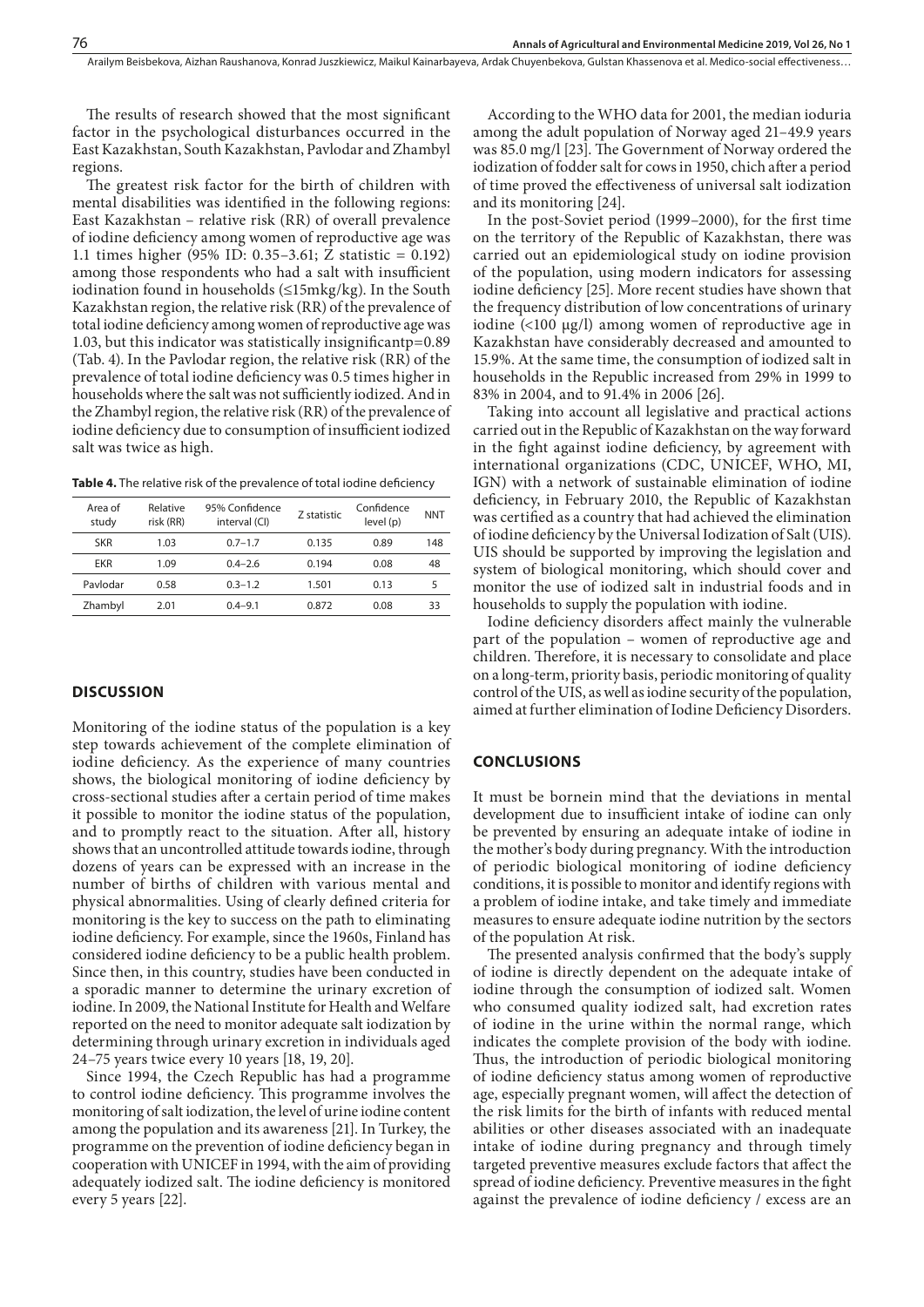The results of research showed that the most significant factor in the psychological disturbances occurred in the East Kazakhstan, South Kazakhstan, Pavlodar and Zhambyl regions.

The greatest risk factor for the birth of children with mental disabilities was identified in the following regions: East Kazakhstan – relative risk (RR) of overall prevalence of iodine deficiency among women of reproductive age was 1.1 times higher (95% ID: 0.35–3.61; Z statistic = 0.192) among those respondents who had a salt with insufficient iodination found in households (≤15mkg/kg). In the South Kazakhstan region, the relative risk (RR) of the prevalence of total iodine deficiency among women of reproductive age was 1.03, but this indicator was statistically insignificantp=0.89 (Tab. 4). In the Pavlodar region, the relative risk (RR) of the prevalence of total iodine deficiency was 0.5 times higher in households where the salt was not sufficiently iodized. And in the Zhambyl region, the relative risk (RR) of the prevalence of iodine deficiency due to consumption of insufficient iodized salt was twice as high.

**Table 4.** The relative risk of the prevalence of total iodine deficiency

| Area of study | Relative risk (RR) | 95% Confidence interval (CI) | Z statistic | Confidence level (p) | NNT |
|---|---|---|---|---|---|
| SKR | 1.03 | 0.7–1.7 | 0.135 | 0.89 | 148 |
| EKR | 1.09 | 0.4–2.6 | 0.194 | 0.08 | 48 |
| Pavlodar | 0.58 | 0.3–1.2 | 1.501 | 0.13 | 5 |
| Zhambyl | 2.01 | 0.4–9.1 | 0.872 | 0.08 | 33 |

## DISCUSSION

Monitoring of the iodine status of the population is a key step towards achievement of the complete elimination of iodine deficiency. As the experience of many countries shows, the biological monitoring of iodine deficiency by cross-sectional studies after a certain period of time makes it possible to monitor the iodine status of the population, and to promptly react to the situation. After all, history shows that an uncontrolled attitude towards iodine, through dozens of years can be expressed with an increase in the number of births of children with various mental and physical abnormalities. Using of clearly defined criteria for monitoring is the key to success on the path to eliminating iodine deficiency. For example, since the 1960s, Finland has considered iodine deficiency to be a public health problem. Since then, in this country, studies have been conducted in a sporadic manner to determine the urinary excretion of iodine. In 2009, the National Institute for Health and Welfare reported on the need to monitor adequate salt iodization by determining through urinary excretion in individuals aged 24–75 years twice every 10 years [18, 19, 20].

Since 1994, the Czech Republic has had a programme to control iodine deficiency. This programme involves the monitoring of salt iodization, the level of urine iodine content among the population and its awareness [21]. In Turkey, the programme on the prevention of iodine deficiency began in cooperation with UNICEF in 1994, with the aim of providing adequately iodized salt. The iodine deficiency is monitored every 5 years [22].

According to the WHO data for 2001, the median ioduria among the adult population of Norway aged 21–49.9 years was 85.0 mg/l [23]. The Government of Norway ordered the iodization of fodder salt for cows in 1950, chich after a period of time proved the effectiveness of universal salt iodization and its monitoring [24].

In the post-Soviet period (1999–2000), for the first time on the territory of the Republic of Kazakhstan, there was carried out an epidemiological study on iodine provision of the population, using modern indicators for assessing iodine deficiency [25]. More recent studies have shown that the frequency distribution of low concentrations of urinary iodine (<100 μg/l) among women of reproductive age in Kazakhstan have considerably decreased and amounted to 15.9%. At the same time, the consumption of iodized salt in households in the Republic increased from 29% in 1999 to 83% in 2004, and to 91.4% in 2006 [26].

Taking into account all legislative and practical actions carried out in the Republic of Kazakhstan on the way forward in the fight against iodine deficiency, by agreement with international organizations (CDC, UNICEF, WHO, MI, IGN) with a network of sustainable elimination of iodine deficiency, in February 2010, the Republic of Kazakhstan was certified as a country that had achieved the elimination of iodine deficiency by the Universal Iodization of Salt (UIS). UIS should be supported by improving the legislation and system of biological monitoring, which should cover and monitor the use of iodized salt in industrial foods and in households to supply the population with iodine.

Iodine deficiency disorders affect mainly the vulnerable part of the population – women of reproductive age and children. Therefore, it is necessary to consolidate and place on a long-term, priority basis, periodic monitoring of quality control of the UIS, as well as iodine security of the population, aimed at further elimination of Iodine Deficiency Disorders.

## CONCLUSIONS

It must be bornein mind that the deviations in mental development due to insufficient intake of iodine can only be prevented by ensuring an adequate intake of iodine in the mother's body during pregnancy. With the introduction of periodic biological monitoring of iodine deficiency conditions, it is possible to monitor and identify regions with a problem of iodine intake, and take timely and immediate measures to ensure adequate iodine nutrition by the sectors of the population At risk.

The presented analysis confirmed that the body's supply of iodine is directly dependent on the adequate intake of iodine through the consumption of iodized salt. Women who consumed quality iodized salt, had excretion rates of iodine in the urine within the normal range, which indicates the complete provision of the body with iodine. Thus, the introduction of periodic biological monitoring of iodine deficiency status among women of reproductive age, especially pregnant women, will affect the detection of the risk limits for the birth of infants with reduced mental abilities or other diseases associated with an inadequate intake of iodine during pregnancy and through timely targeted preventive measures exclude factors that affect the spread of iodine deficiency. Preventive measures in the fight against the prevalence of iodine deficiency / excess are an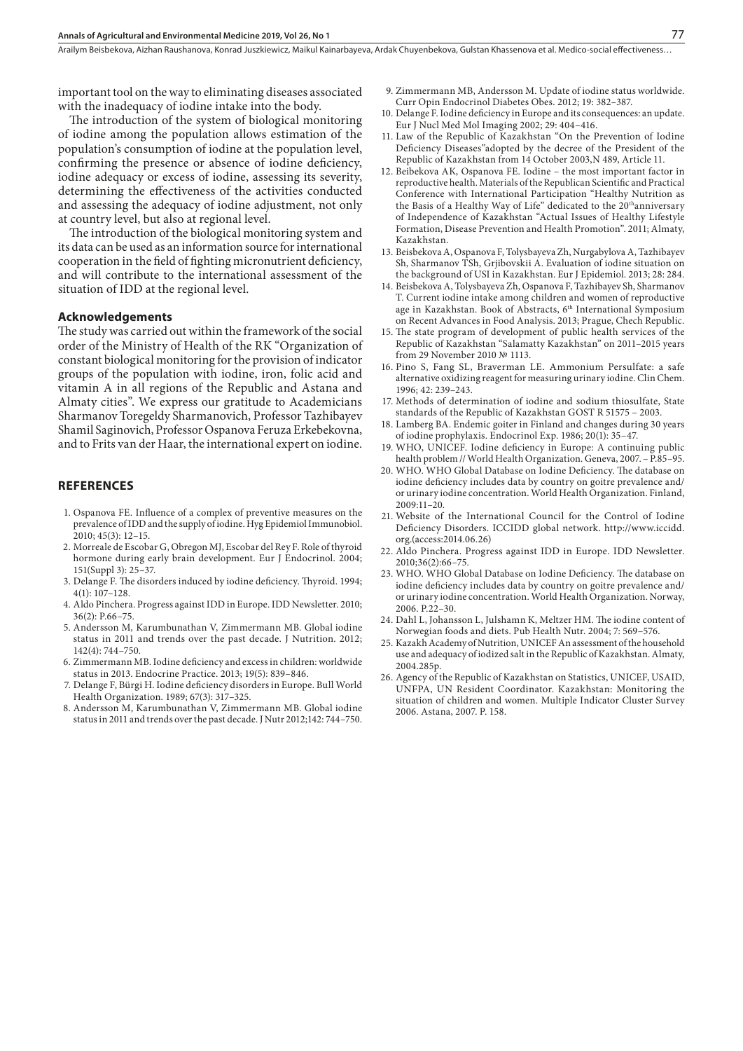important tool on the way to eliminating diseases associated with the inadequacy of iodine intake into the body.

The introduction of the system of biological monitoring of iodine among the population allows estimation of the population's consumption of iodine at the population level, confirming the presence or absence of iodine deficiency, iodine adequacy or excess of iodine, assessing its severity, determining the effectiveness of the activities conducted and assessing the adequacy of iodine adjustment, not only at country level, but also at regional level.

The introduction of the biological monitoring system and its data can be used as an information source for international cooperation in the field of fighting micronutrient deficiency, and will contribute to the international assessment of the situation of IDD at the regional level.

### Acknowledgements

The study was carried out within the framework of the social order of the Ministry of Health of the RK "Organization of constant biological monitoring for the provision of indicator groups of the population with iodine, iron, folic acid and vitamin A in all regions of the Republic and Astana and Almaty cities". We express our gratitude to Academicians Sharmanov Toregeldy Sharmanovich, Professor Tazhibayev Shamil Saginovich, Professor Ospanova Feruza Erkebekovna, and to Frits van der Haar, the international expert on iodine.

## REFERENCES

1. Ospanova FE. Influence of a complex of preventive measures on the prevalence of IDD and the supply of iodine. Hyg Epidemiol Immunobiol. 2010; 45(3): 12–15.
2. Morreale de Escobar G, Obregon MJ, Escobar del Rey F. Role of thyroid hormone during early brain development. Eur J Endocrinol. 2004; 151(Suppl 3): 25–37.
3. Delange F. The disorders induced by iodine deficiency. Thyroid. 1994; 4(1): 107–128.
4. Aldo Pinchera. Progress against IDD in Europe. IDD Newsletter. 2010; 36(2): P.66–75.
5. Andersson M, Karumbunathan V, Zimmermann MB. Global iodine status in 2011 and trends over the past decade. J Nutrition. 2012; 142(4): 744–750.
6. Zimmermann MB. Iodine deficiency and excess in children: worldwide status in 2013. Endocrine Practice. 2013; 19(5): 839–846.
7. Delange F, Bürgi H. Iodine deficiency disorders in Europe. Bull World Health Organization. 1989; 67(3): 317–325.
8. Andersson M, Karumbunathan V, Zimmermann MB. Global iodine status in 2011 and trends over the past decade. J Nutr 2012;142: 744–750.
9. Zimmermann MB, Andersson M. Update of iodine status worldwide. Curr Opin Endocrinol Diabetes Obes. 2012; 19: 382–387.
10. Delange F. Iodine deficiency in Europe and its consequences: an update. Eur J Nucl Med Mol Imaging 2002; 29: 404–416.
11. Law of the Republic of Kazakhstan "On the Prevention of Iodine Deficiency Diseases"adopted by the decree of the President of the Republic of Kazakhstan from 14 October 2003,N 489, Article 11.
12. Beibekova AK, Ospanova FE. Iodine – the most important factor in reproductive health. Materials of the Republican Scientific and Practical Conference with International Participation "Healthy Nutrition as the Basis of a Healthy Way of Life" dedicated to the 20thanniversary of Independence of Kazakhstan "Actual Issues of Healthy Lifestyle Formation, Disease Prevention and Health Promotion". 2011; Almaty, Kazakhstan.
13. Beisbekova A, Ospanova F, Tolysbayeva Zh, Nurgabylova A, Tazhibayev Sh, Sharmanov TSh, Grjibovskii A. Evaluation of iodine situation on the background of USI in Kazakhstan. Eur J Epidemiol. 2013; 28: 284.
14. Beisbekova A, Tolysbayeva Zh, Ospanova F, Tazhibayev Sh, Sharmanov T. Current iodine intake among children and women of reproductive age in Kazakhstan. Book of Abstracts, 6th International Symposium on Recent Advances in Food Analysis. 2013; Prague, Chech Republic.
15. The state program of development of public health services of the Republic of Kazakhstan "Salamatty Kazakhstan" on 2011–2015 years from 29 November 2010 № 1113.
16. Pino S, Fang SL, Braverman LE. Ammonium Persulfate: a safe alternative oxidizing reagent for measuring urinary iodine. Clin Chem. 1996; 42: 239–243.
17. Methods of determination of iodine and sodium thiosulfate, State standards of the Republic of Kazakhstan GOST R 51575 – 2003.
18. Lamberg BA. Endemic goiter in Finland and changes during 30 years of iodine prophylaxis. Endocrinol Exp. 1986; 20(1): 35–47.
19. WHO, UNICEF. Iodine deficiency in Europe: A continuing public health problem // World Health Organization. Geneva, 2007. – P.85–95.
20. WHO. WHO Global Database on Iodine Deficiency. The database on iodine deficiency includes data by country on goitre prevalence and/or urinary iodine concentration. World Health Organization. Finland, 2009:11–20.
21. Website of the International Council for the Control of Iodine Deficiency Disorders. ICCIDD global network. http://www.iccidd.org.(access:2014.06.26)
22. Aldo Pinchera. Progress against IDD in Europe. IDD Newsletter. 2010;36(2):66–75.
23. WHO. WHO Global Database on Iodine Deficiency. The database on iodine deficiency includes data by country on goitre prevalence and/or urinary iodine concentration. World Health Organization. Norway, 2006. P.22–30.
24. Dahl L, Johansson L, Julshamn K, Meltzer HM. The iodine content of Norwegian foods and diets. Pub Health Nutr. 2004; 7: 569–576.
25. Kazakh Academy of Nutrition, UNICEF An assessment of the household use and adequacy of iodized salt in the Republic of Kazakhstan. Almaty, 2004.285p.
26. Agency of the Republic of Kazakhstan on Statistics, UNICEF, USAID, UNFPA, UN Resident Coordinator. Kazakhstan: Monitoring the situation of children and women. Multiple Indicator Cluster Survey 2006. Astana, 2007. P. 158.